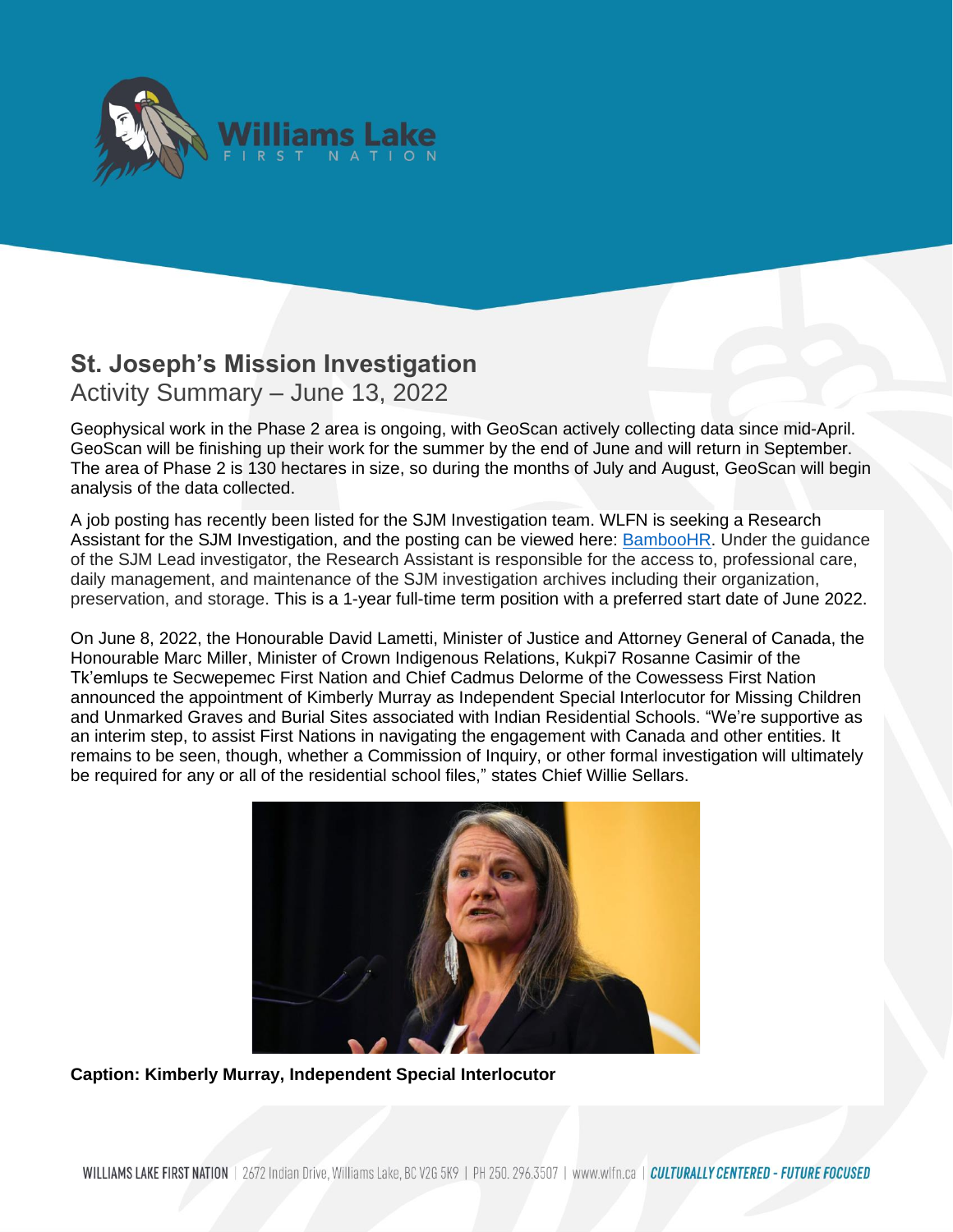# St. Joseph's Mission Investigation

## Activity Summary – June 13, 2022

Geophysical work in the Phase 2 area is ongoing, with GeoScan actively collecting data since mid-April. GeoScan will be finishing up their work for the summer by the end of June and will return in September. The area of Phase 2 is 130 hectares in size, so during the months of July and August, GeoScan will begin analysis of the data collected.

A job posting has recently been listed for the SJM Investigation team. WLFN is seeking a Research Assistant for the SJM Investigation, and the posting can be viewed here: BambooHR. Under the guidance of the SJM Lead investigator, the Research Assistant is responsible for the access to, professional care, daily management, and maintenance of the SJM investigation archives including their organization, preservation, and storage. This is a 1-year full-time term position with a preferred start date of June 2022.

On June 8, 2022, the Honourable David Lametti, Minister of Justice and Attorney General of Canada, the Honourable Marc Miller, Minister of Crown Indigenous Relations, Kukpi7 Rosanne Casimir of the Tk'emlups te Secwepemec First Nation and Chief Cadmus Delorme of the Cowessess First Nation announced the appointment of Kimberly Murray as Independent Special Interlocutor for Missing Children and Unmarked Graves and Burial Sites associated with Indian Residential Schools. "We're supportive as an interim step, to assist First Nations in navigating the engagement with Canada and other entities. It remains to be seen, though, whether a Commission of Inquiry, or other formal investigation will ultimately be required for any or all of the residential school files," states Chief Willie Sellars.

**Caption: Kimberly Murray, Independent Special Interlocutor**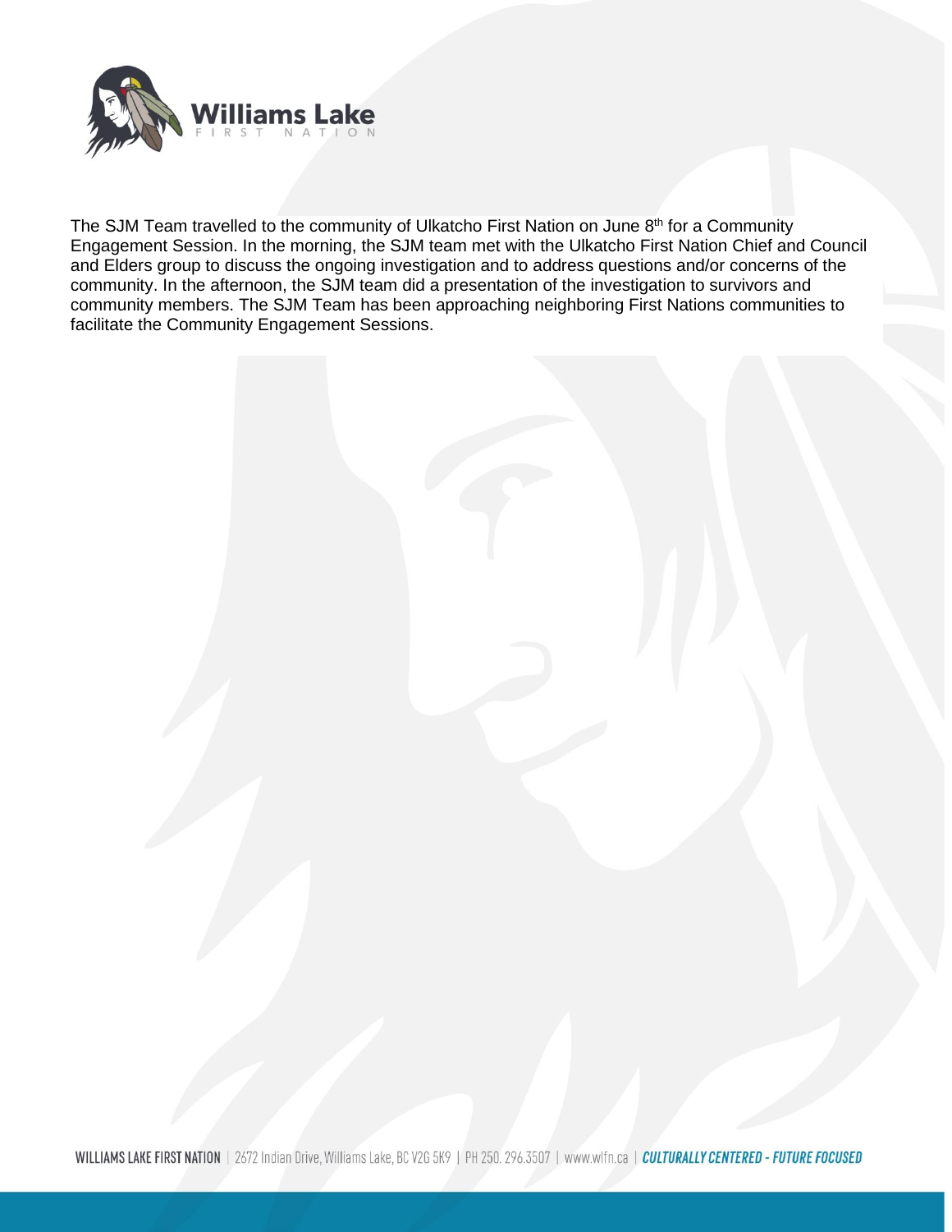The SJM Team travelled to the community of Ulkatcho First Nation on June 8th for a Community Engagement Session. In the morning, the SJM team met with the Ulkatcho First Nation Chief and Council and Elders group to discuss the ongoing investigation and to address questions and/or concerns of the community. In the afternoon, the SJM team did a presentation of the investigation to survivors and community members. The SJM Team has been approaching neighboring First Nations communities to facilitate the Community Engagement Sessions.